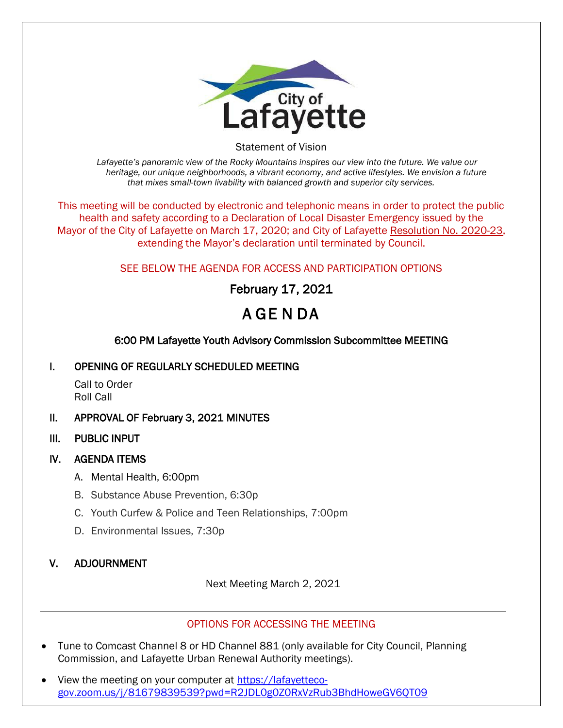City of Lafayette

Statement of Vision

*Lafayette's panoramic view of the Rocky Mountains inspires our view into the future. We value our heritage, our unique neighborhoods, a vibrant economy, and active lifestyles. We envision a future that mixes small-town livability with balanced growth and superior city services.*

This meeting will be conducted by electronic and telephonic means in order to protect the public health and safety according to a Declaration of Local Disaster Emergency issued by the Mayor of the City of Lafayette on March 17, 2020; and City of Lafayette Resolution No. 2020-23, extending the Mayor's declaration until terminated by Council.

SEE BELOW THE AGENDA FOR ACCESS AND PARTICIPATION OPTIONS

February 17, 2021

# AGENDA

### 6:00 PM Lafayette Youth Advisory Commission Subcommittee MEETING

## I. OPENING OF REGULARLY SCHEDULED MEETING

Call to Order
Roll Call

## II. APPROVAL OF February 3, 2021 MINUTES

## III. PUBLIC INPUT

## IV. AGENDA ITEMS

A. Mental Health, 6:00pm

B. Substance Abuse Prevention, 6:30p

C. Youth Curfew & Police and Teen Relationships, 7:00pm

D. Environmental Issues, 7:30p

## V. ADJOURNMENT

Next Meeting March 2, 2021

---

OPTIONS FOR ACCESSING THE MEETING

- Tune to Comcast Channel 8 or HD Channel 881 (only available for City Council, Planning Commission, and Lafayette Urban Renewal Authority meetings).
- View the meeting on your computer at https://lafayetteco-gov.zoom.us/j/81679839539?pwd=R2JDL0g0Z0RxVzRub3BhdHoweGV6QT09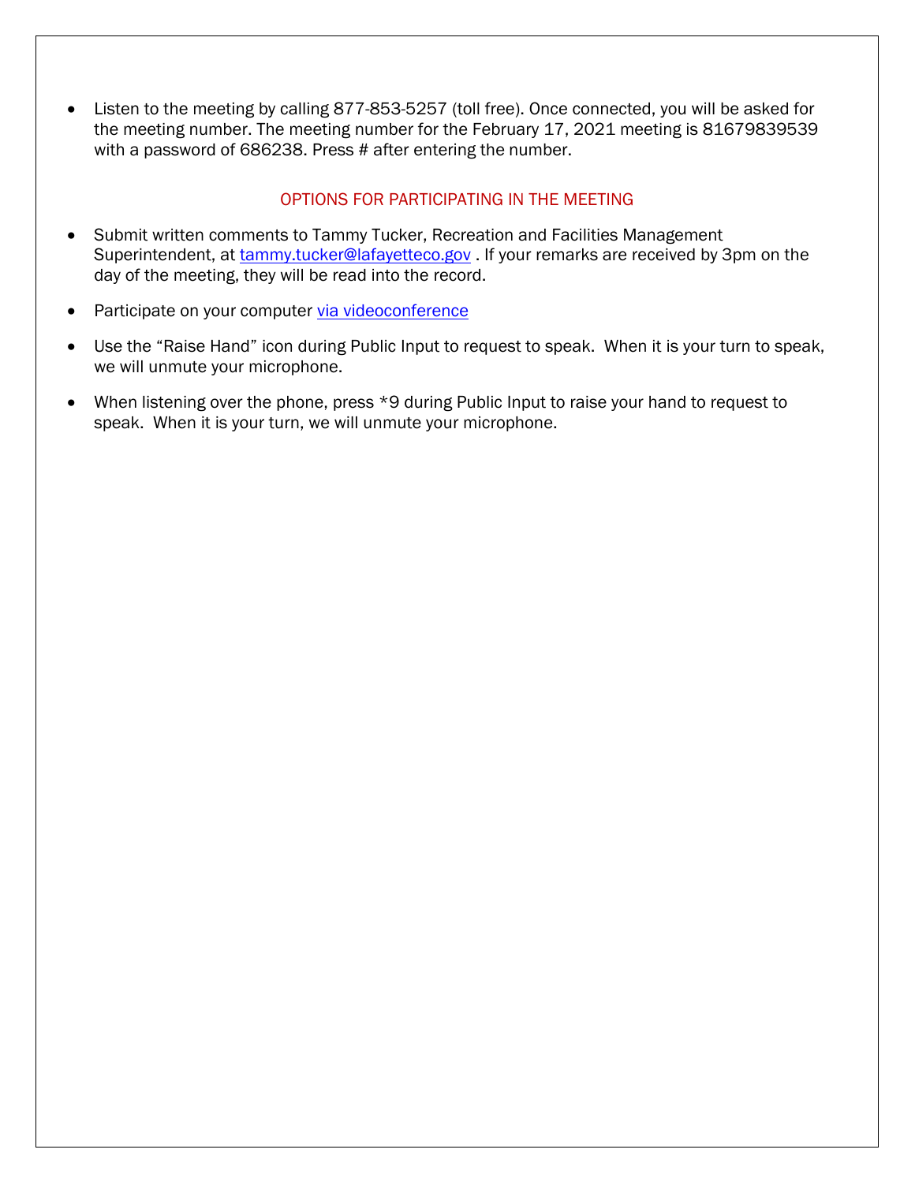- Listen to the meeting by calling 877-853-5257 (toll free). Once connected, you will be asked for the meeting number. The meeting number for the February 17, 2021 meeting is 81679839539 with a password of 686238. Press # after entering the number.

## OPTIONS FOR PARTICIPATING IN THE MEETING

- Submit written comments to Tammy Tucker, Recreation and Facilities Management Superintendent, at tammy.tucker@lafayetteco.gov . If your remarks are received by 3pm on the day of the meeting, they will be read into the record.
- Participate on your computer via videoconference
- Use the "Raise Hand" icon during Public Input to request to speak. When it is your turn to speak, we will unmute your microphone.
- When listening over the phone, press *9 during Public Input to raise your hand to request to speak. When it is your turn, we will unmute your microphone.